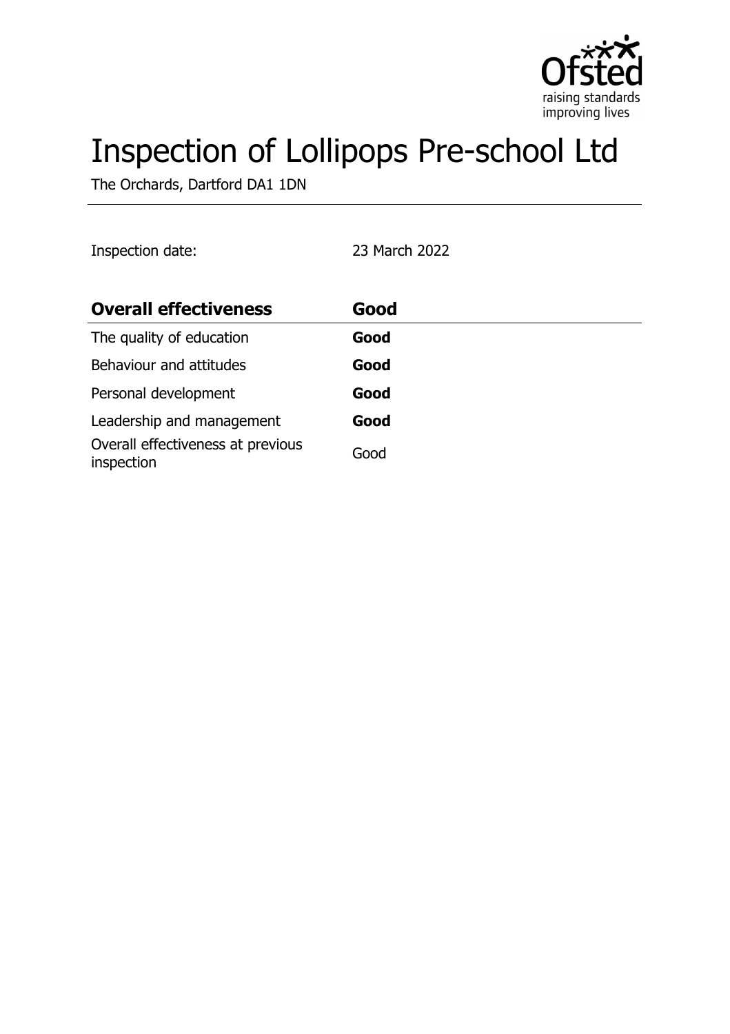# Inspection of Lollipops Pre-school Ltd

The Orchards, Dartford DA1 1DN

Inspection date: 23 March 2022

| **Overall effectiveness** | **Good** |
|---|---|
| The quality of education | **Good** |
| Behaviour and attitudes | **Good** |
| Personal development | **Good** |
| Leadership and management | **Good** |
| Overall effectiveness at previous inspection | Good |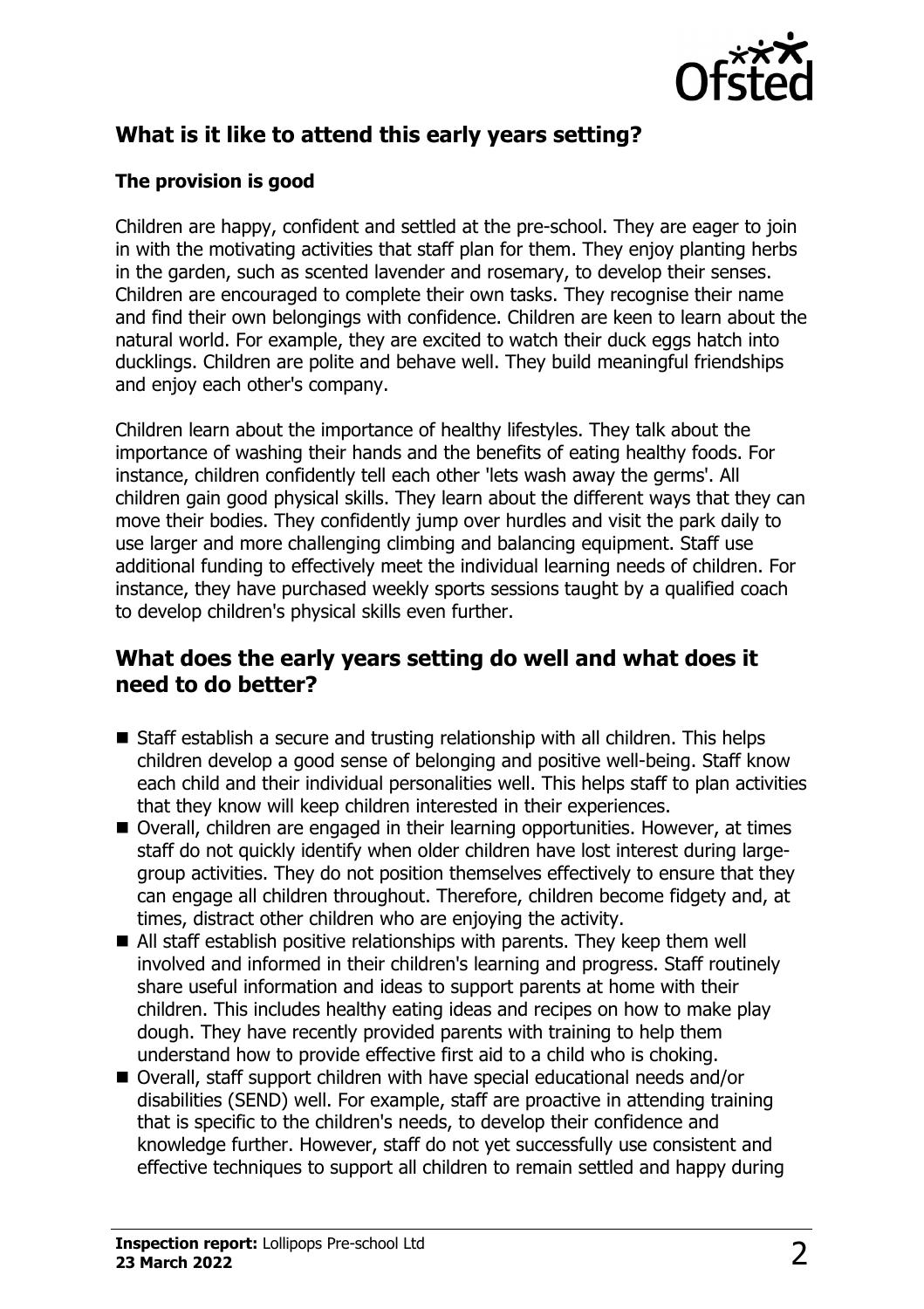## What is it like to attend this early years setting?

### The provision is good

Children are happy, confident and settled at the pre-school. They are eager to join in with the motivating activities that staff plan for them. They enjoy planting herbs in the garden, such as scented lavender and rosemary, to develop their senses. Children are encouraged to complete their own tasks. They recognise their name and find their own belongings with confidence. Children are keen to learn about the natural world. For example, they are excited to watch their duck eggs hatch into ducklings. Children are polite and behave well. They build meaningful friendships and enjoy each other's company.

Children learn about the importance of healthy lifestyles. They talk about the importance of washing their hands and the benefits of eating healthy foods. For instance, children confidently tell each other 'lets wash away the germs'. All children gain good physical skills. They learn about the different ways that they can move their bodies. They confidently jump over hurdles and visit the park daily to use larger and more challenging climbing and balancing equipment. Staff use additional funding to effectively meet the individual learning needs of children. For instance, they have purchased weekly sports sessions taught by a qualified coach to develop children's physical skills even further.

## What does the early years setting do well and what does it need to do better?

- Staff establish a secure and trusting relationship with all children. This helps children develop a good sense of belonging and positive well-being. Staff know each child and their individual personalities well. This helps staff to plan activities that they know will keep children interested in their experiences.
- Overall, children are engaged in their learning opportunities. However, at times staff do not quickly identify when older children have lost interest during large-group activities. They do not position themselves effectively to ensure that they can engage all children throughout. Therefore, children become fidgety and, at times, distract other children who are enjoying the activity.
- All staff establish positive relationships with parents. They keep them well involved and informed in their children's learning and progress. Staff routinely share useful information and ideas to support parents at home with their children. This includes healthy eating ideas and recipes on how to make play dough. They have recently provided parents with training to help them understand how to provide effective first aid to a child who is choking.
- Overall, staff support children with have special educational needs and/or disabilities (SEND) well. For example, staff are proactive in attending training that is specific to the children's needs, to develop their confidence and knowledge further. However, staff do not yet successfully use consistent and effective techniques to support all children to remain settled and happy during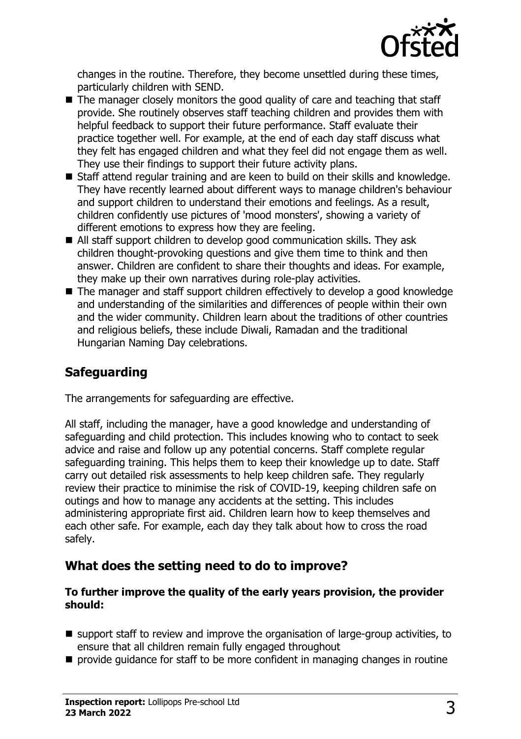changes in the routine. Therefore, they become unsettled during these times, particularly children with SEND.

- The manager closely monitors the good quality of care and teaching that staff provide. She routinely observes staff teaching children and provides them with helpful feedback to support their future performance. Staff evaluate their practice together well. For example, at the end of each day staff discuss what they felt has engaged children and what they feel did not engage them as well. They use their findings to support their future activity plans.
- Staff attend regular training and are keen to build on their skills and knowledge. They have recently learned about different ways to manage children's behaviour and support children to understand their emotions and feelings. As a result, children confidently use pictures of 'mood monsters', showing a variety of different emotions to express how they are feeling.
- All staff support children to develop good communication skills. They ask children thought-provoking questions and give them time to think and then answer. Children are confident to share their thoughts and ideas. For example, they make up their own narratives during role-play activities.
- The manager and staff support children effectively to develop a good knowledge and understanding of the similarities and differences of people within their own and the wider community. Children learn about the traditions of other countries and religious beliefs, these include Diwali, Ramadan and the traditional Hungarian Naming Day celebrations.

## Safeguarding

The arrangements for safeguarding are effective.

All staff, including the manager, have a good knowledge and understanding of safeguarding and child protection. This includes knowing who to contact to seek advice and raise and follow up any potential concerns. Staff complete regular safeguarding training. This helps them to keep their knowledge up to date. Staff carry out detailed risk assessments to help keep children safe. They regularly review their practice to minimise the risk of COVID-19, keeping children safe on outings and how to manage any accidents at the setting. This includes administering appropriate first aid. Children learn how to keep themselves and each other safe. For example, each day they talk about how to cross the road safely.

## What does the setting need to do to improve?

**To further improve the quality of the early years provision, the provider should:**

- support staff to review and improve the organisation of large-group activities, to ensure that all children remain fully engaged throughout
- provide guidance for staff to be more confident in managing changes in routine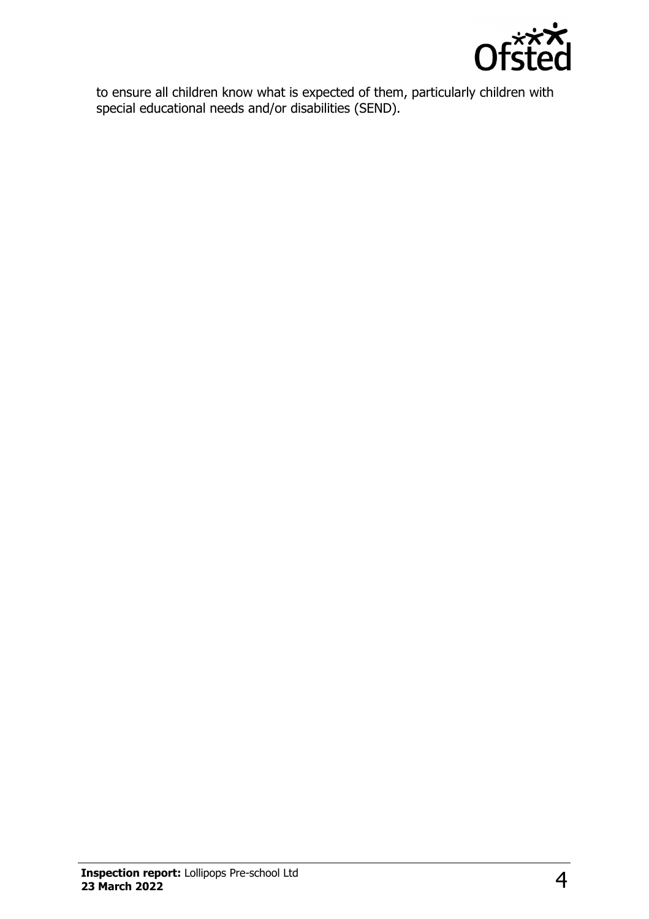to ensure all children know what is expected of them, particularly children with special educational needs and/or disabilities (SEND).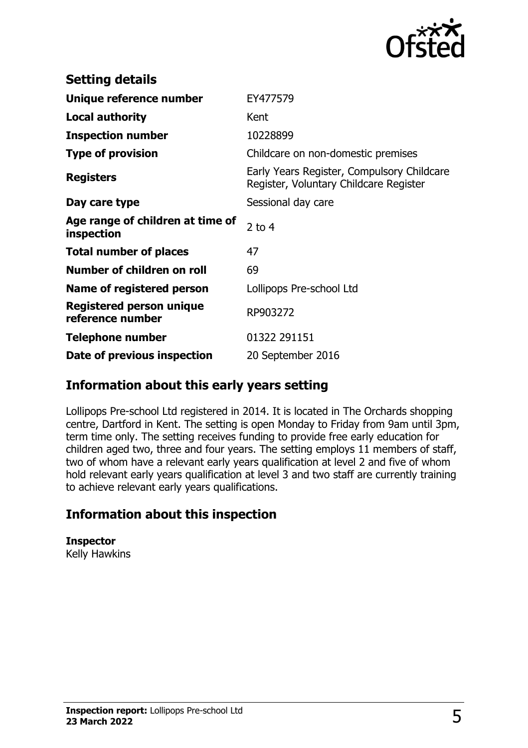## Setting details

| | |
|---|---|
| **Unique reference number** | EY477579 |
| **Local authority** | Kent |
| **Inspection number** | 10228899 |
| **Type of provision** | Childcare on non-domestic premises |
| **Registers** | Early Years Register, Compulsory Childcare Register, Voluntary Childcare Register |
| **Day care type** | Sessional day care |
| **Age range of children at time of inspection** | 2 to 4 |
| **Total number of places** | 47 |
| **Number of children on roll** | 69 |
| **Name of registered person** | Lollipops Pre-school Ltd |
| **Registered person unique reference number** | RP903272 |
| **Telephone number** | 01322 291151 |
| **Date of previous inspection** | 20 September 2016 |

## Information about this early years setting

Lollipops Pre-school Ltd registered in 2014. It is located in The Orchards shopping centre, Dartford in Kent. The setting is open Monday to Friday from 9am until 3pm, term time only. The setting receives funding to provide free early education for children aged two, three and four years. The setting employs 11 members of staff, two of whom have a relevant early years qualification at level 2 and five of whom hold relevant early years qualification at level 3 and two staff are currently training to achieve relevant early years qualifications.

## Information about this inspection

**Inspector**
Kelly Hawkins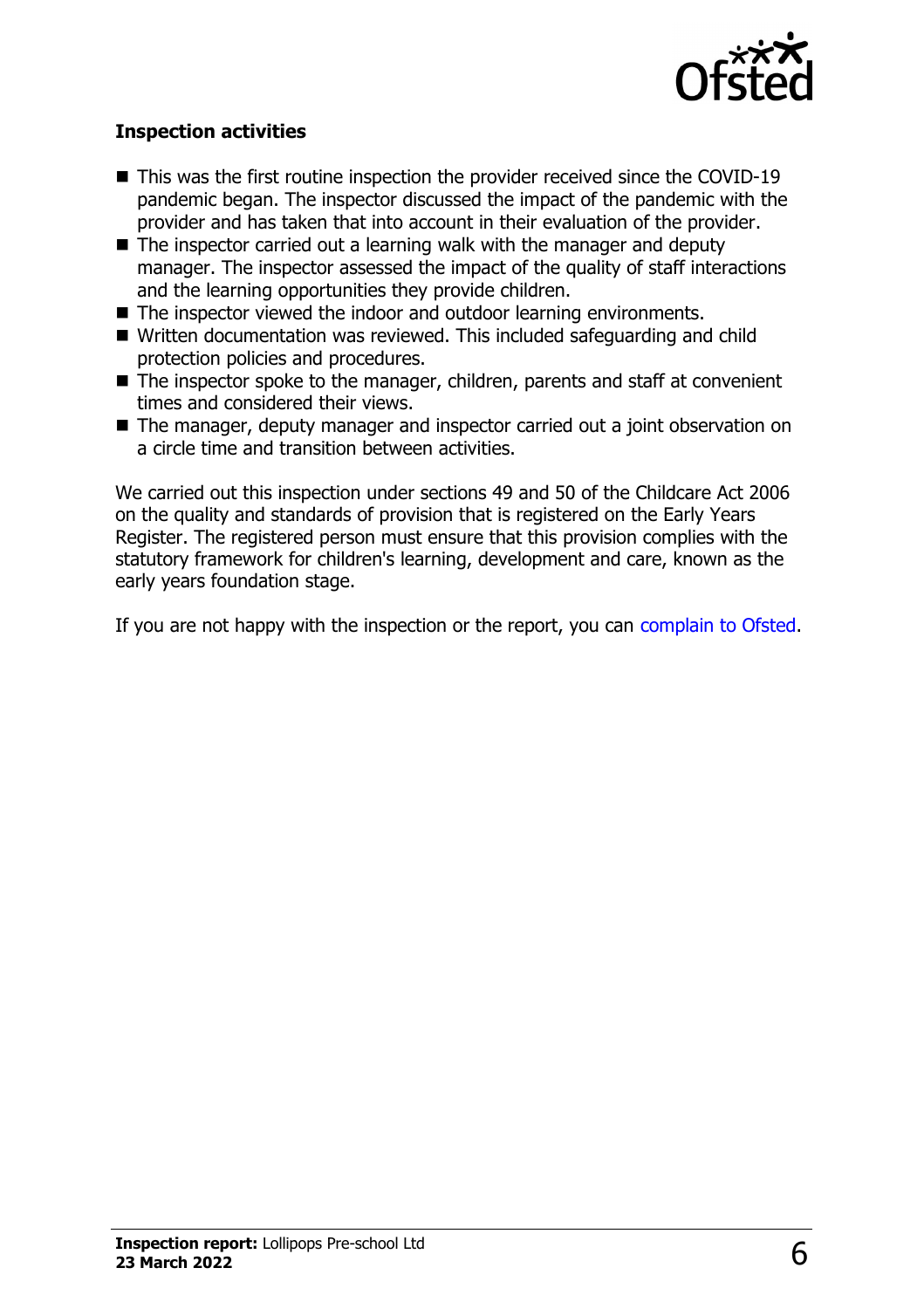### Inspection activities

- This was the first routine inspection the provider received since the COVID-19 pandemic began. The inspector discussed the impact of the pandemic with the provider and has taken that into account in their evaluation of the provider.
- The inspector carried out a learning walk with the manager and deputy manager. The inspector assessed the impact of the quality of staff interactions and the learning opportunities they provide children.
- The inspector viewed the indoor and outdoor learning environments.
- Written documentation was reviewed. This included safeguarding and child protection policies and procedures.
- The inspector spoke to the manager, children, parents and staff at convenient times and considered their views.
- The manager, deputy manager and inspector carried out a joint observation on a circle time and transition between activities.

We carried out this inspection under sections 49 and 50 of the Childcare Act 2006 on the quality and standards of provision that is registered on the Early Years Register. The registered person must ensure that this provision complies with the statutory framework for children's learning, development and care, known as the early years foundation stage.

If you are not happy with the inspection or the report, you can complain to Ofsted.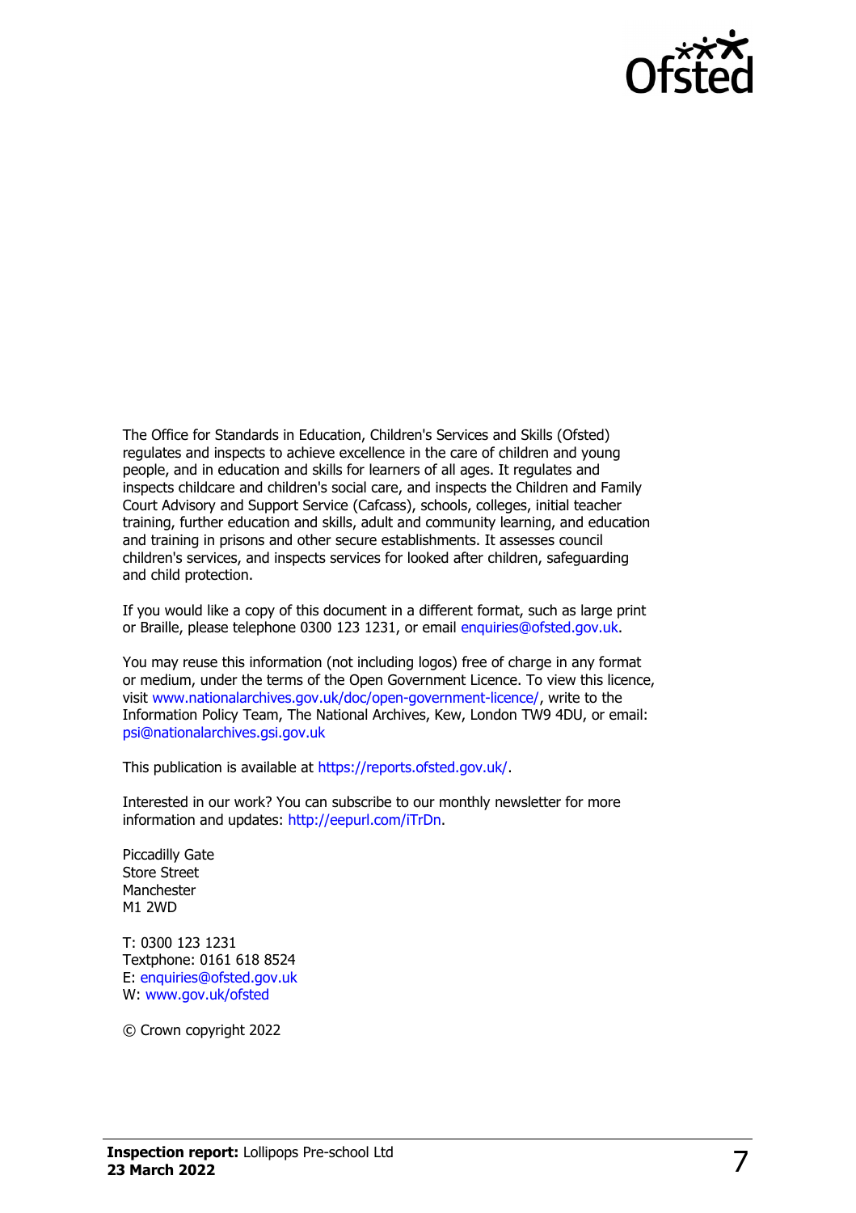The Office for Standards in Education, Children's Services and Skills (Ofsted) regulates and inspects to achieve excellence in the care of children and young people, and in education and skills for learners of all ages. It regulates and inspects childcare and children's social care, and inspects the Children and Family Court Advisory and Support Service (Cafcass), schools, colleges, initial teacher training, further education and skills, adult and community learning, and education and training in prisons and other secure establishments. It assesses council children's services, and inspects services for looked after children, safeguarding and child protection.

If you would like a copy of this document in a different format, such as large print or Braille, please telephone 0300 123 1231, or email enquiries@ofsted.gov.uk.

You may reuse this information (not including logos) free of charge in any format or medium, under the terms of the Open Government Licence. To view this licence, visit www.nationalarchives.gov.uk/doc/open-government-licence/, write to the Information Policy Team, The National Archives, Kew, London TW9 4DU, or email: psi@nationalarchives.gsi.gov.uk

This publication is available at https://reports.ofsted.gov.uk/.

Interested in our work? You can subscribe to our monthly newsletter for more information and updates: http://eepurl.com/iTrDn.

Piccadilly Gate
Store Street
Manchester
M1 2WD

T: 0300 123 1231
Textphone: 0161 618 8524
E: enquiries@ofsted.gov.uk
W: www.gov.uk/ofsted

© Crown copyright 2022